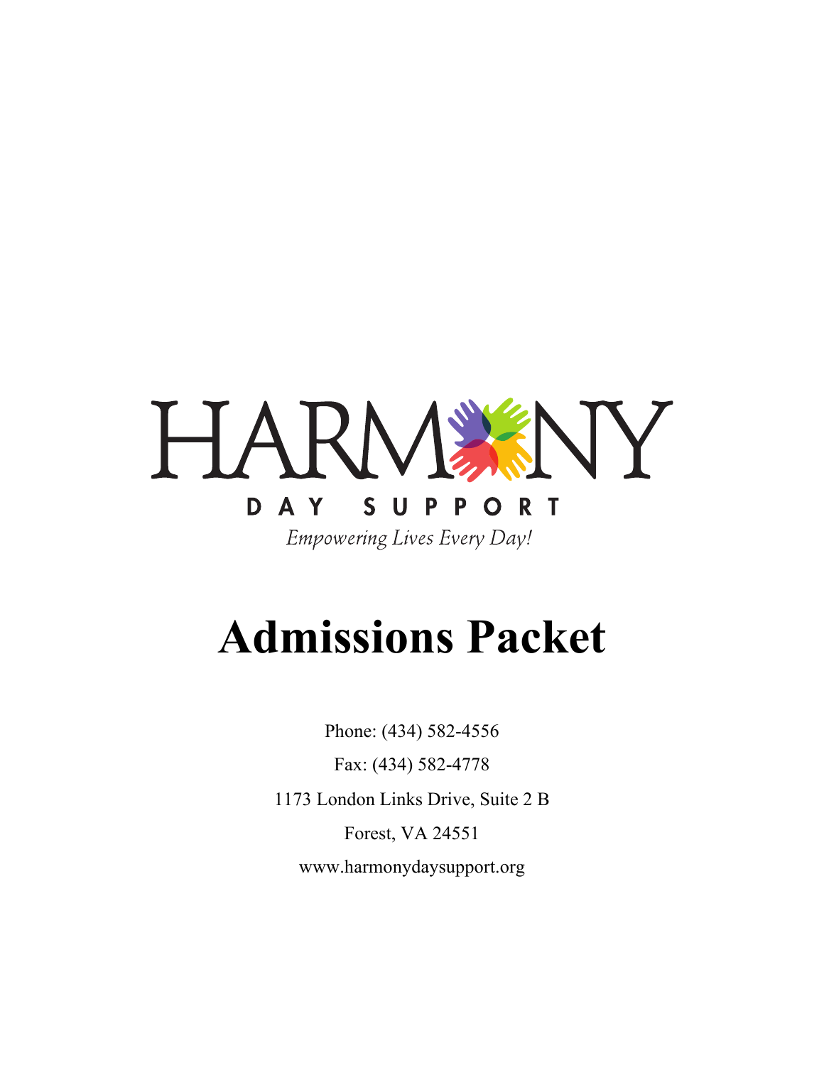HARMONY

DAY SUPPORT

*Empowering Lives Every Day!*

# Admissions Packet

Phone: (434) 582-4556

Fax: (434) 582-4778

1173 London Links Drive, Suite 2 B

Forest, VA 24551

www.harmonydaysupport.org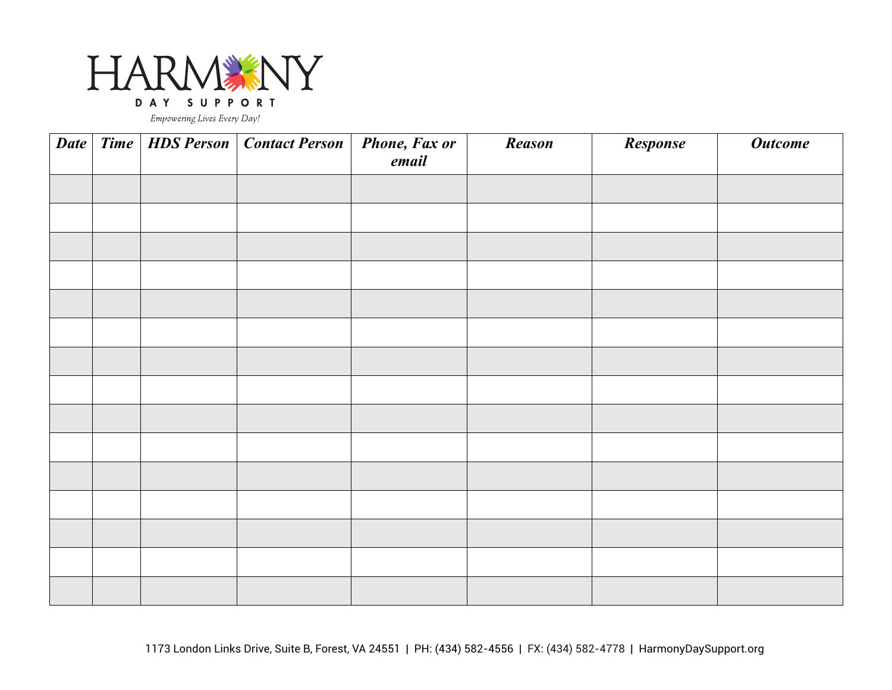HARMONY

DAY SUPPORT

*Empowering Lives Every Day!*

| Date | Time | HDS Person | Contact Person | Phone, Fax or email | Reason | Response | Outcome |
|---|---|---|---|---|---|---|---|
| | | | | | | | |
| | | | | | | | |
| | | | | | | | |
| | | | | | | | |
| | | | | | | | |
| | | | | | | | |
| | | | | | | | |
| | | | | | | | |
| | | | | | | | |
| | | | | | | | |
| | | | | | | | |
| | | | | | | | |
| | | | | | | | |
| | | | | | | | |
| | | | | | | | |

1173 London Links Drive, Suite B, Forest, VA 24551 | PH: (434) 582-4556 | FX: (434) 582-4778 | HarmonyDaySupport.org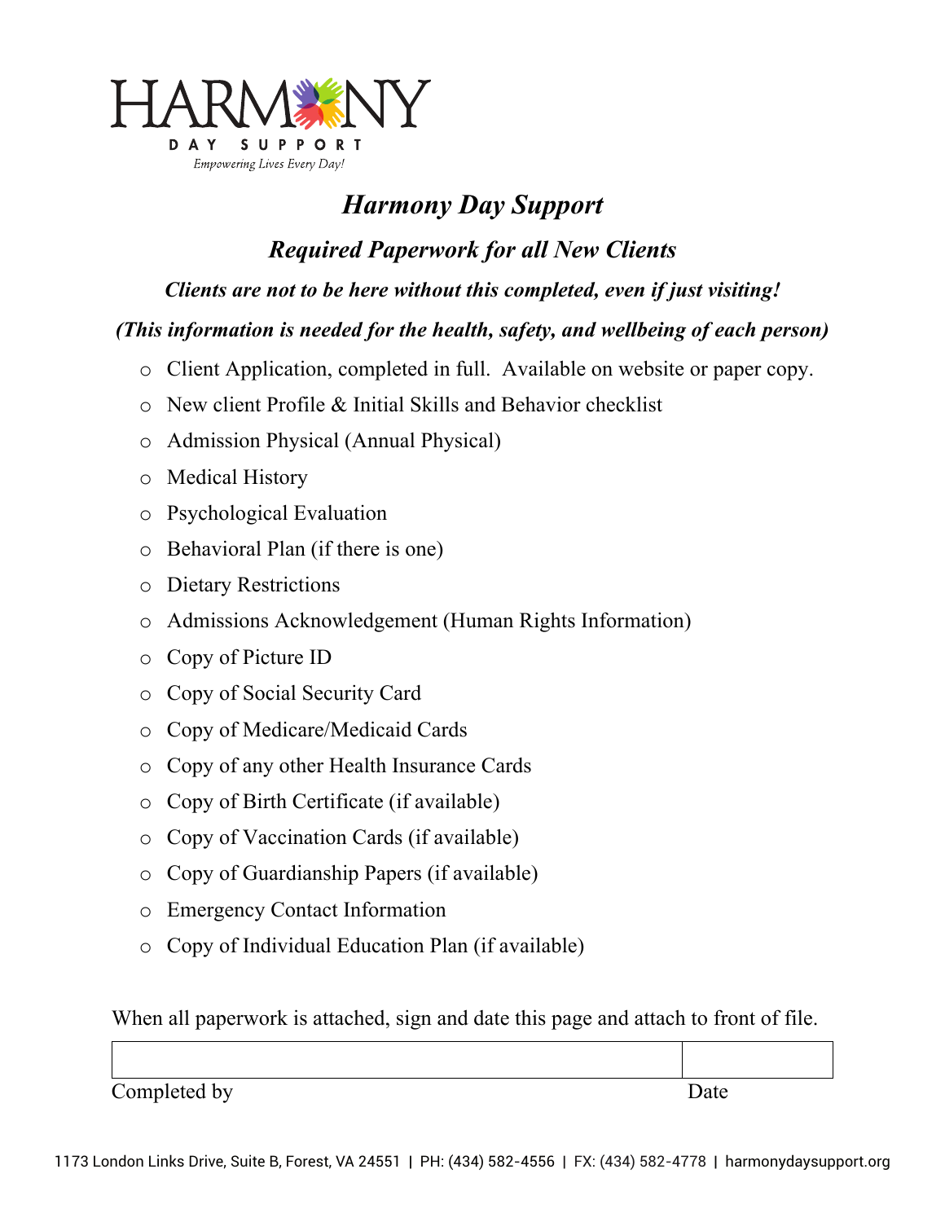HARMONY
DAY SUPPORT
*Empowering Lives Every Day!*

# *Harmony Day Support*

## *Required Paperwork for all New Clients*

***Clients are not to be here without this completed, even if just visiting!***

***(This information is needed for the health, safety, and wellbeing of each person)***

- Client Application, completed in full. Available on website or paper copy.
- New client Profile & Initial Skills and Behavior checklist
- Admission Physical (Annual Physical)
- Medical History
- Psychological Evaluation
- Behavioral Plan (if there is one)
- Dietary Restrictions
- Admissions Acknowledgement (Human Rights Information)
- Copy of Picture ID
- Copy of Social Security Card
- Copy of Medicare/Medicaid Cards
- Copy of any other Health Insurance Cards
- Copy of Birth Certificate (if available)
- Copy of Vaccination Cards (if available)
- Copy of Guardianship Papers (if available)
- Emergency Contact Information
- Copy of Individual Education Plan (if available)

When all paperwork is attached, sign and date this page and attach to front of file.

| | |
|---|---|
| Completed by | Date |

1173 London Links Drive, Suite B, Forest, VA 24551 | PH: (434) 582-4556 | FX: (434) 582-4778 | harmonydaysupport.org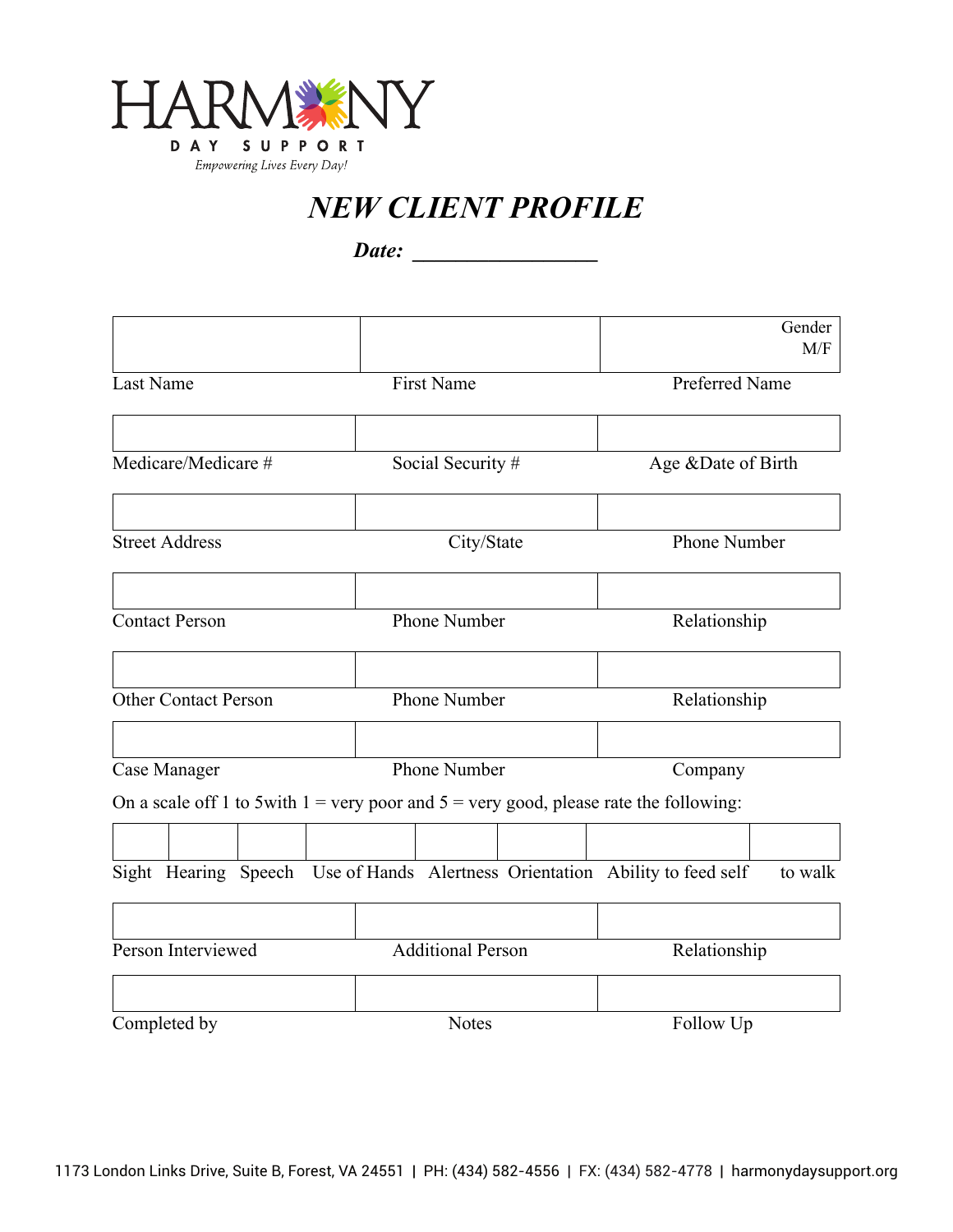HARMONY

DAY SUPPORT

*Empowering Lives Every Day!*

# *NEW CLIENT PROFILE*

***Date:*** _______________

| | | Gender M/F |
|---|---|---|
| Last Name | First Name | Preferred Name |

| | | |
|---|---|---|
| Medicare/Medicare # | Social Security # | Age &Date of Birth |

| | | |
|---|---|---|
| Street Address | City/State | Phone Number |

| | | |
|---|---|---|
| Contact Person | Phone Number | Relationship |

| | | |
|---|---|---|
| Other Contact Person | Phone Number | Relationship |

| | | |
|---|---|---|
| Case Manager | Phone Number | Company |

On a scale off 1 to 5with 1 = very poor and 5 = very good, please rate the following:

| | | | | | | | |
|---|---|---|---|---|---|---|---|
| Sight | Hearing | Speech | Use of Hands | Alertness | Orientation | Ability to feed self | to walk |

| | | |
|---|---|---|
| Person Interviewed | Additional Person | Relationship |

| | | |
|---|---|---|
| Completed by | Notes | Follow Up |

1173 London Links Drive, Suite B, Forest, VA 24551 | PH: (434) 582-4556 | FX: (434) 582-4778 | harmonydaysupport.org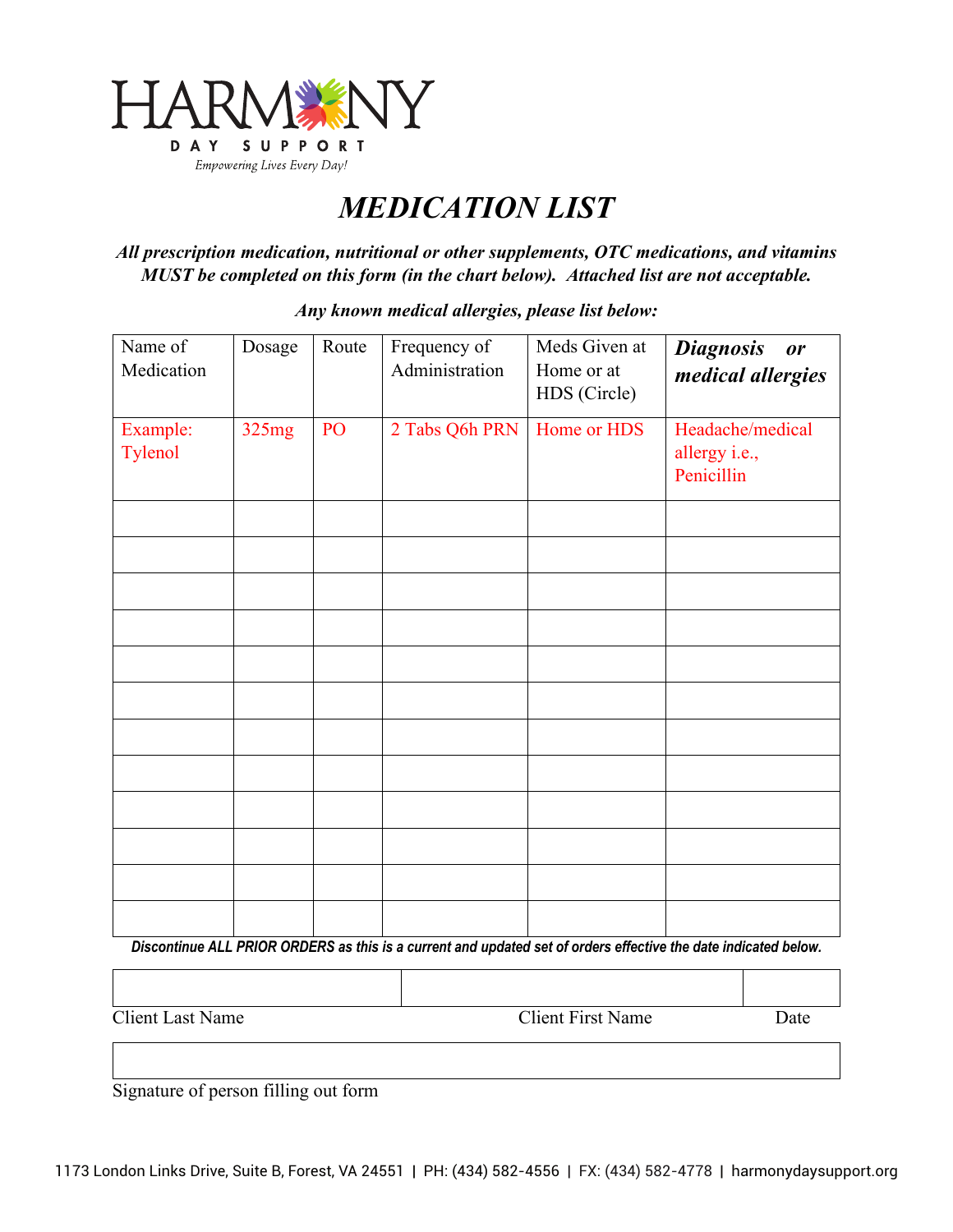HARMONY
DAY SUPPORT
*Empowering Lives Every Day!*

# *MEDICATION LIST*

***All prescription medication, nutritional or other supplements, OTC medications, and vitamins MUST be completed on this form (in the chart below). Attached list are not acceptable.***

***Any known medical allergies, please list below:***

| Name of Medication | Dosage | Route | Frequency of Administration | Meds Given at Home or at HDS (Circle) | ***Diagnosis or medical allergies*** |
|---|---|---|---|---|---|
| Example: Tylenol | 325mg | PO | 2 Tabs Q6h PRN | Home or HDS | Headache/medical allergy i.e., Penicillin |
| | | | | | |
| | | | | | |
| | | | | | |
| | | | | | |
| | | | | | |
| | | | | | |
| | | | | | |
| | | | | | |
| | | | | | |
| | | | | | |
| | | | | | |
| | | | | | |

***Discontinue ALL PRIOR ORDERS as this is a current and updated set of orders effective the date indicated below.***

| | | |
|---|---|---|
| Client Last Name | Client First Name | Date |

Signature of person filling out form

1173 London Links Drive, Suite B, Forest, VA 24551 | PH: (434) 582-4556 | FX: (434) 582-4778 | harmonydaysupport.org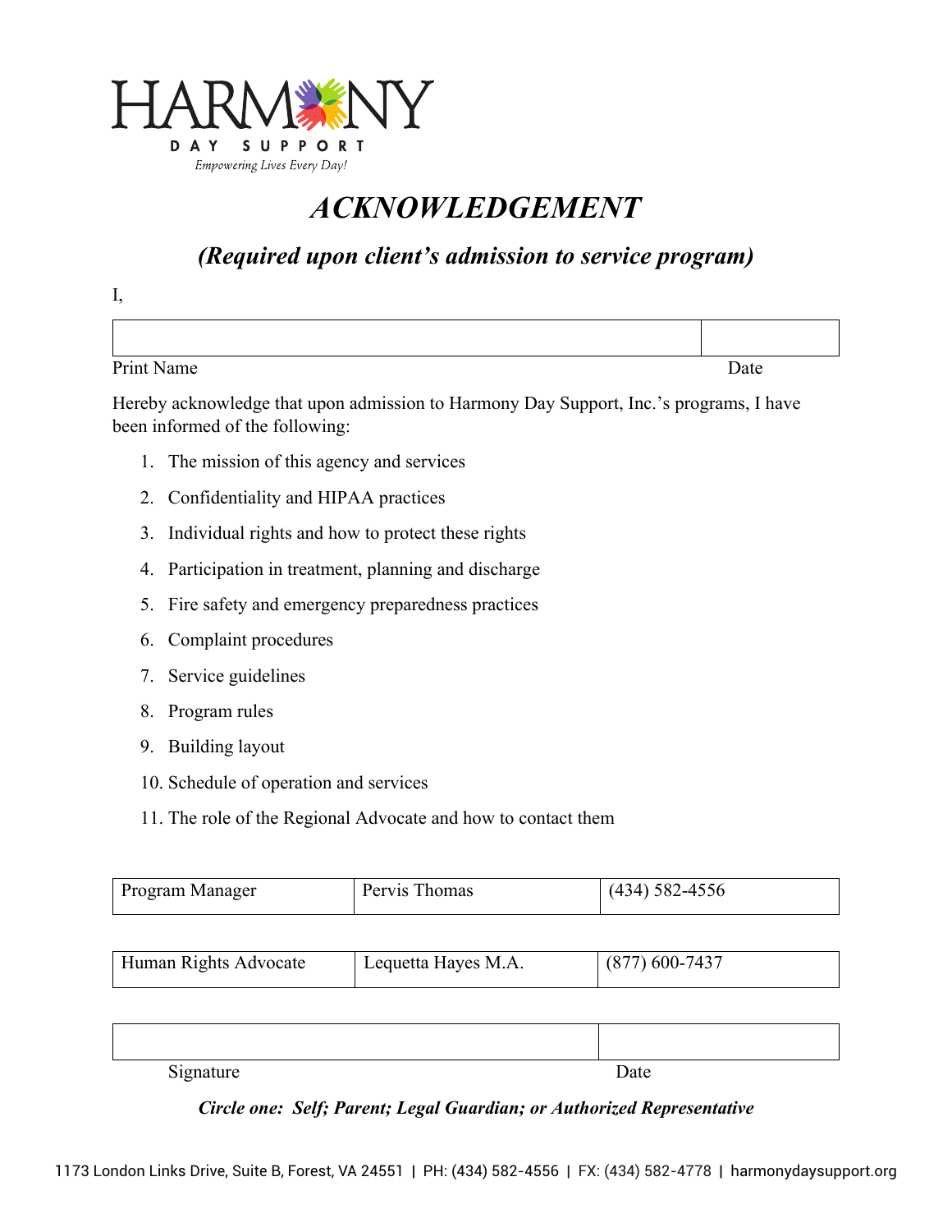HARMONY

DAY SUPPORT

*Empowering Lives Every Day!*

# *ACKNOWLEDGEMENT*

## *(Required upon client's admission to service program)*

I,

| | |
|---|---|
| | |

Print Name Date

Hereby acknowledge that upon admission to Harmony Day Support, Inc.'s programs, I have been informed of the following:

1. The mission of this agency and services
2. Confidentiality and HIPAA practices
3. Individual rights and how to protect these rights
4. Participation in treatment, planning and discharge
5. Fire safety and emergency preparedness practices
6. Complaint procedures
7. Service guidelines
8. Program rules
9. Building layout
10. Schedule of operation and services
11. The role of the Regional Advocate and how to contact them

| Program Manager | Pervis Thomas | (434) 582-4556 |
|---|---|---|

| Human Rights Advocate | Lequetta Hayes M.A. | (877) 600-7437 |
|---|---|---|

| | |
|---|---|
| | |

Signature Date

***Circle one: Self; Parent; Legal Guardian; or Authorized Representative***

1173 London Links Drive, Suite B, Forest, VA 24551 | PH: (434) 582-4556 | FX: (434) 582-4778 | harmonydaysupport.org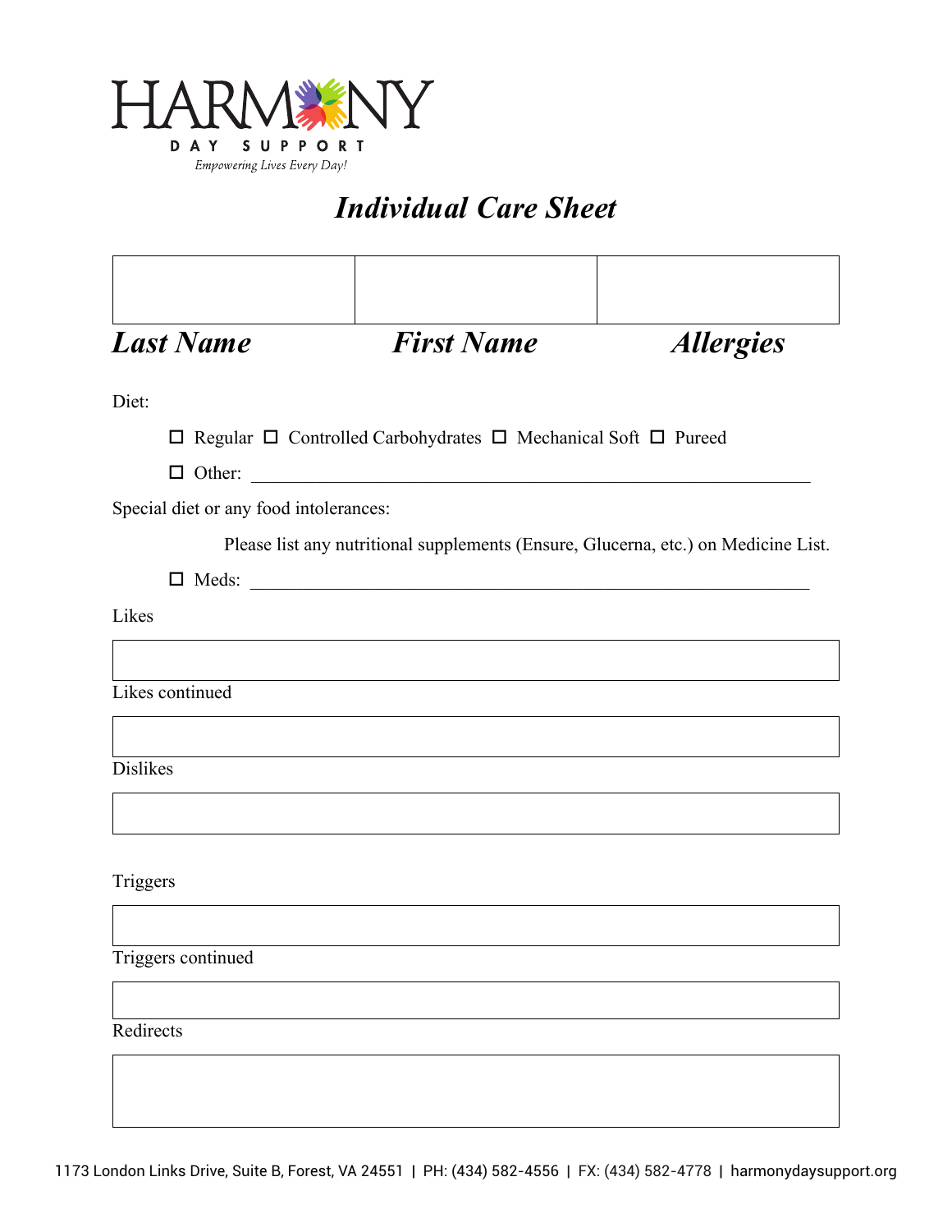HARMONY
DAY SUPPORT
*Empowering Lives Every Day!*

# *Individual Care Sheet*

| | | |
|---|---|---|
| | | |
| ***Last Name*** | ***First Name*** | ***Allergies*** |

Diet:

☐ Regular ☐ Controlled Carbohydrates ☐ Mechanical Soft ☐ Pureed

☐ Other: ______________________________________________________________

Special diet or any food intolerances:

Please list any nutritional supplements (Ensure, Glucerna, etc.) on Medicine List.

☐ Meds: ______________________________________________________________

Likes

| |
|---|
| |

Likes continued

| |
|---|
| |

Dislikes

| |
|---|
| |

Triggers

| |
|---|
| |

Triggers continued

| |
|---|
| |

Redirects

| |
|---|
| |

1173 London Links Drive, Suite B, Forest, VA 24551 | PH: (434) 582-4556 | FX: (434) 582-4778 | harmonydaysupport.org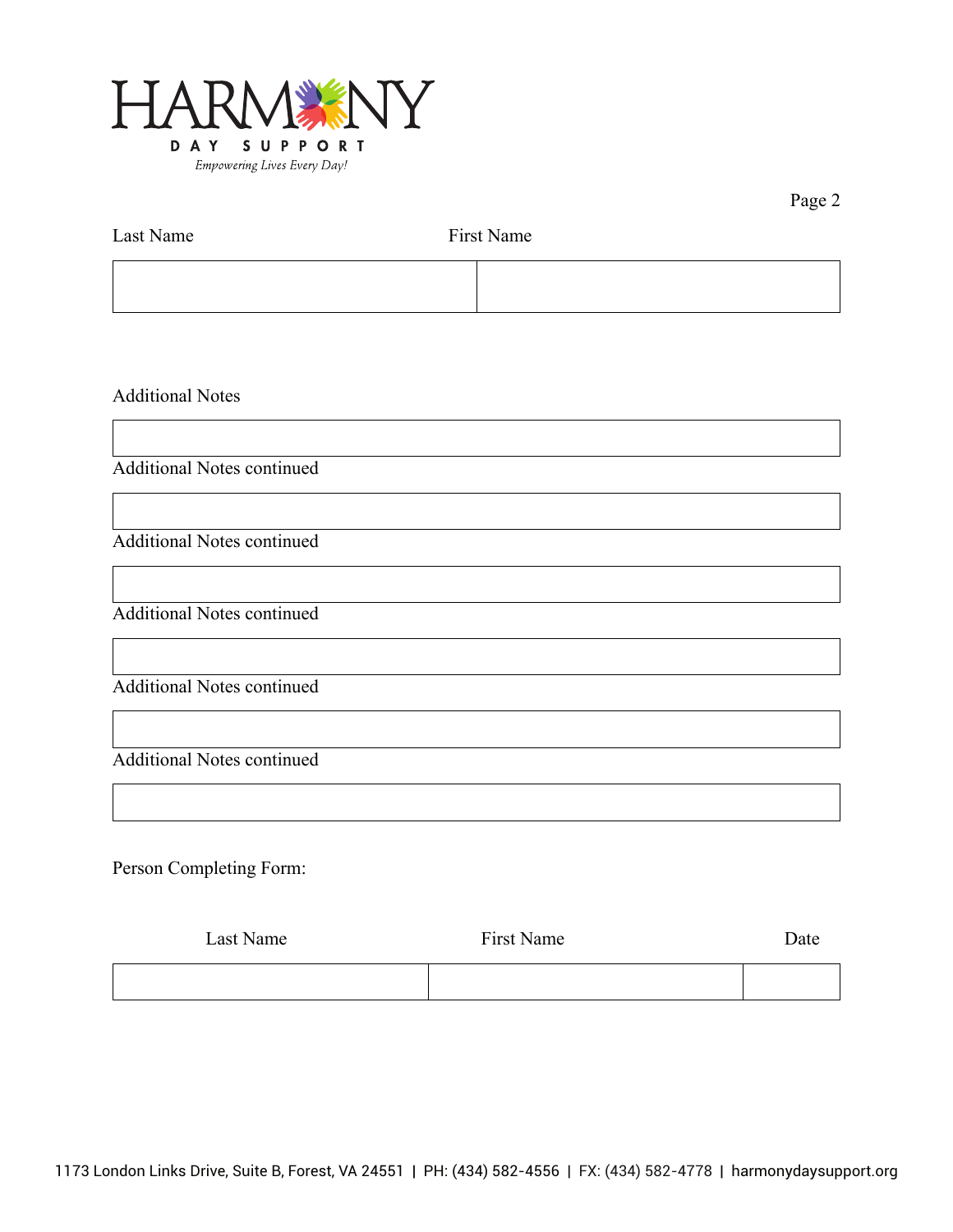HARMONY

DAY SUPPORT

*Empowering Lives Every Day!*

Page 2

| Last Name | First Name |
|---|---|
| | |

Additional Notes

| |
|---|

Additional Notes continued

| |
|---|

Additional Notes continued

| |
|---|

Additional Notes continued

| |
|---|

Additional Notes continued

| |
|---|

Additional Notes continued

| |
|---|

Person Completing Form:

| Last Name | First Name | Date |
|---|---|---|
| | | |

1173 London Links Drive, Suite B, Forest, VA 24551 | PH: (434) 582-4556 | FX: (434) 582-4778 | harmonydaysupport.org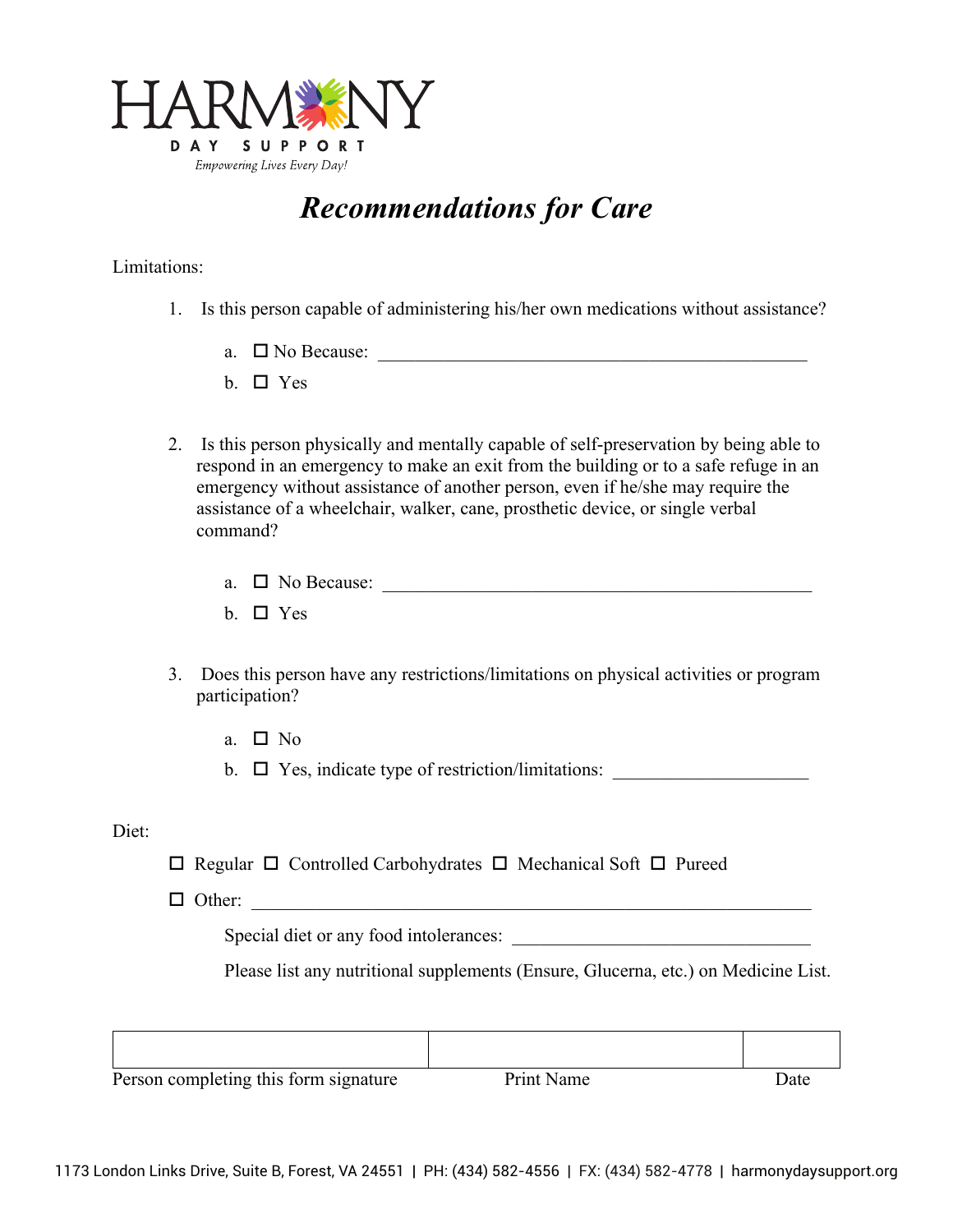HARMONY

DAY SUPPORT

*Empowering Lives Every Day!*

# *Recommendations for Care*

Limitations:

1. Is this person capable of administering his/her own medications without assistance?

   a. ☐ No Because: ______________________________________________

   b. ☐ Yes

2. Is this person physically and mentally capable of self-preservation by being able to respond in an emergency to make an exit from the building or to a safe refuge in an emergency without assistance of another person, even if he/she may require the assistance of a wheelchair, walker, cane, prosthetic device, or single verbal command?

   a. ☐ No Because: ______________________________________________

   b. ☐ Yes

3. Does this person have any restrictions/limitations on physical activities or program participation?

   a. ☐ No

   b. ☐ Yes, indicate type of restriction/limitations: ____________________

Diet:

☐ Regular ☐ Controlled Carbohydrates ☐ Mechanical Soft ☐ Pureed

☐ Other: __________________________________________________________

Special diet or any food intolerances: ______________________________

Please list any nutritional supplements (Ensure, Glucerna, etc.) on Medicine List.

| | | |
|---|---|---|
| Person completing this form signature | Print Name | Date |

1173 London Links Drive, Suite B, Forest, VA 24551 | PH: (434) 582-4556 | FX: (434) 582-4778 | harmonydaysupport.org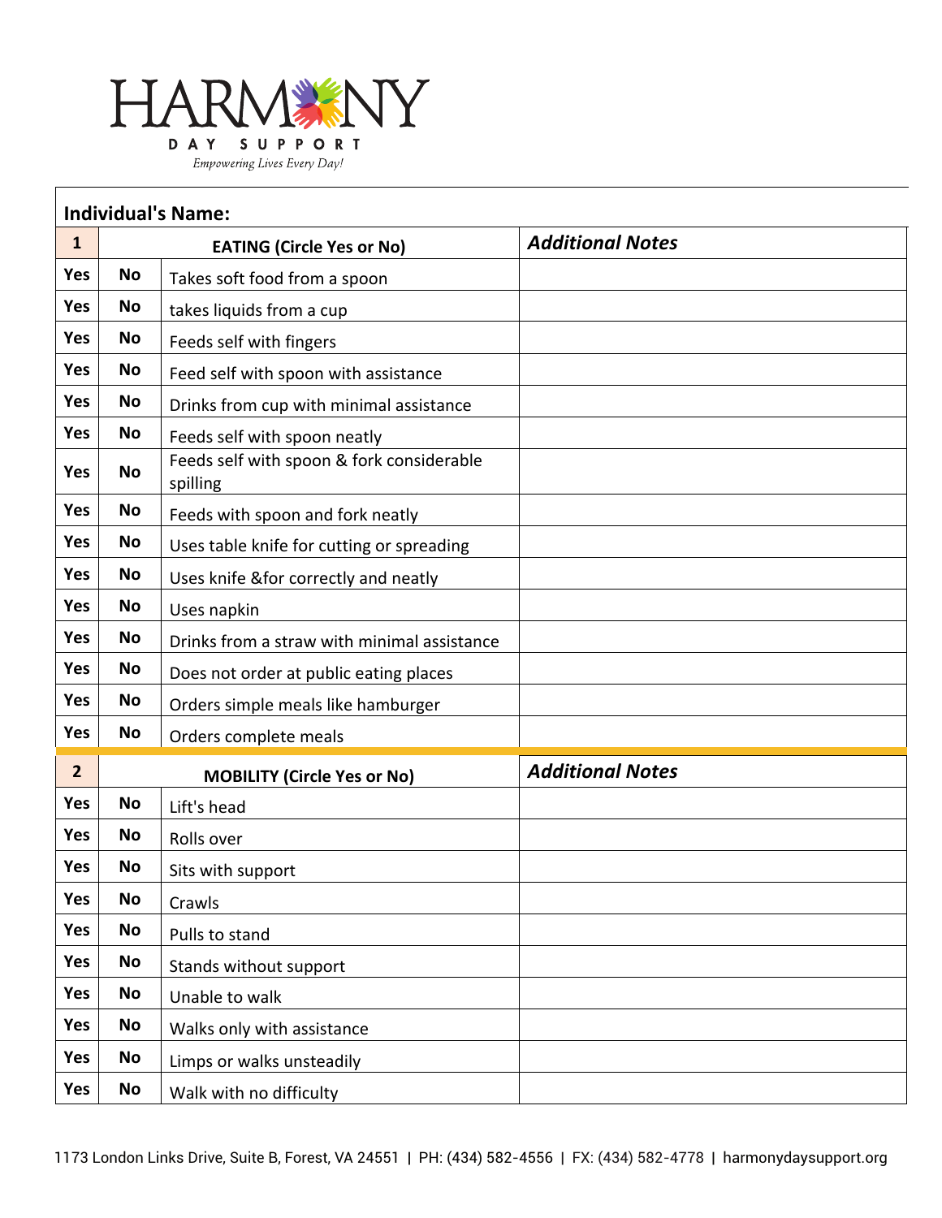HARMONY

DAY SUPPORT

*Empowering Lives Every Day!*

**Individual's Name:**

| **1** | | **EATING (Circle Yes or No)** | ***Additional Notes*** |
|---|---|---|---|
| **Yes** | **No** | Takes soft food from a spoon | |
| **Yes** | **No** | takes liquids from a cup | |
| **Yes** | **No** | Feeds self with fingers | |
| **Yes** | **No** | Feed self with spoon with assistance | |
| **Yes** | **No** | Drinks from cup with minimal assistance | |
| **Yes** | **No** | Feeds self with spoon neatly | |
| **Yes** | **No** | Feeds self with spoon & fork considerable spilling | |
| **Yes** | **No** | Feeds with spoon and fork neatly | |
| **Yes** | **No** | Uses table knife for cutting or spreading | |
| **Yes** | **No** | Uses knife &for correctly and neatly | |
| **Yes** | **No** | Uses napkin | |
| **Yes** | **No** | Drinks from a straw with minimal assistance | |
| **Yes** | **No** | Does not order at public eating places | |
| **Yes** | **No** | Orders simple meals like hamburger | |
| **Yes** | **No** | Orders complete meals | |

| **2** | | **MOBILITY (Circle Yes or No)** | ***Additional Notes*** |
|---|---|---|---|
| **Yes** | **No** | Lift's head | |
| **Yes** | **No** | Rolls over | |
| **Yes** | **No** | Sits with support | |
| **Yes** | **No** | Crawls | |
| **Yes** | **No** | Pulls to stand | |
| **Yes** | **No** | Stands without support | |
| **Yes** | **No** | Unable to walk | |
| **Yes** | **No** | Walks only with assistance | |
| **Yes** | **No** | Limps or walks unsteadily | |
| **Yes** | **No** | Walk with no difficulty | |

1173 London Links Drive, Suite B, Forest, VA 24551 | PH: (434) 582-4556 | FX: (434) 582-4778 | harmonydaysupport.org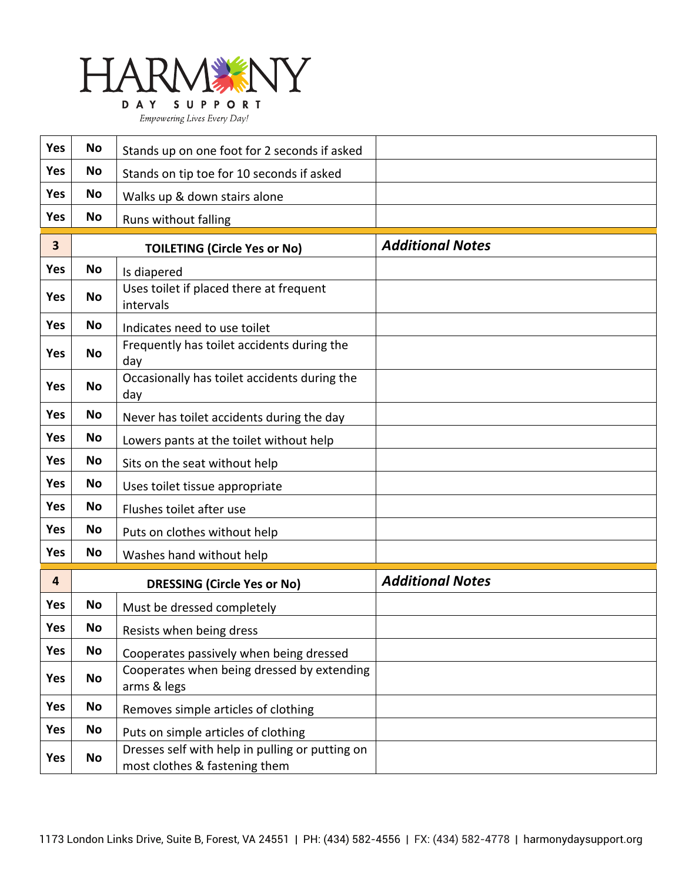| Yes | No | Stands up on one foot for 2 seconds if asked | |
|---|---|---|---|
| Yes | No | Stands on tip toe for 10 seconds if asked | |
| Yes | No | Walks up & down stairs alone | |
| Yes | No | Runs without falling | |
| **3** | | **TOILETING (Circle Yes or No)** | ***Additional Notes*** |
| Yes | No | Is diapered | |
| Yes | No | Uses toilet if placed there at frequent intervals | |
| Yes | No | Indicates need to use toilet | |
| Yes | No | Frequently has toilet accidents during the day | |
| Yes | No | Occasionally has toilet accidents during the day | |
| Yes | No | Never has toilet accidents during the day | |
| Yes | No | Lowers pants at the toilet without help | |
| Yes | No | Sits on the seat without help | |
| Yes | No | Uses toilet tissue appropriate | |
| Yes | No | Flushes toilet after use | |
| Yes | No | Puts on clothes without help | |
| Yes | No | Washes hand without help | |
| **4** | | **DRESSING (Circle Yes or No)** | ***Additional Notes*** |
| Yes | No | Must be dressed completely | |
| Yes | No | Resists when being dress | |
| Yes | No | Cooperates passively when being dressed | |
| Yes | No | Cooperates when being dressed by extending arms & legs | |
| Yes | No | Removes simple articles of clothing | |
| Yes | No | Puts on simple articles of clothing | |
| Yes | No | Dresses self with help in pulling or putting on most clothes & fastening them | |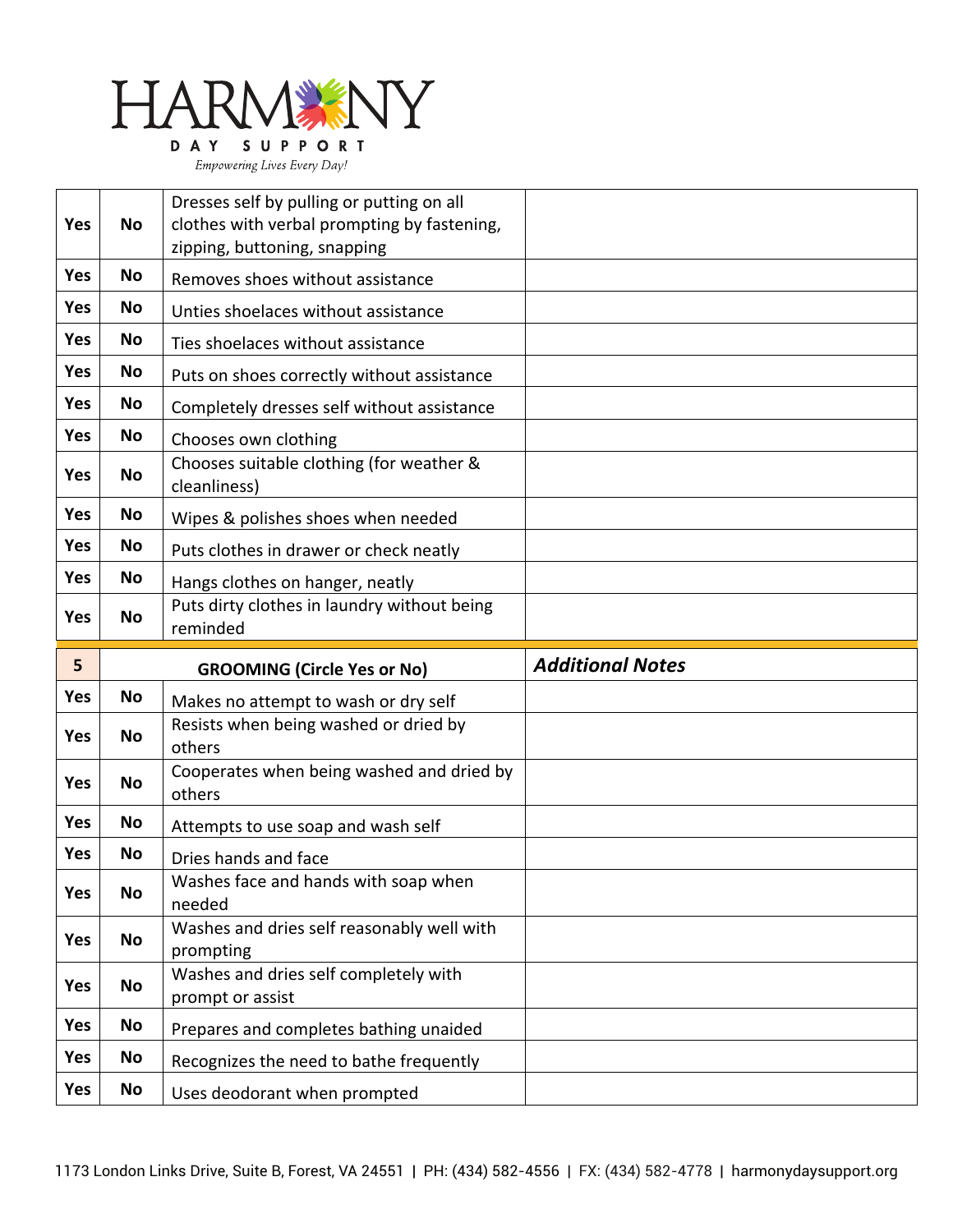| | | | |
|---|---|---|---|
| Yes | No | Dresses self by pulling or putting on all clothes with verbal prompting by fastening, zipping, buttoning, snapping | |
| Yes | No | Removes shoes without assistance | |
| Yes | No | Unties shoelaces without assistance | |
| Yes | No | Ties shoelaces without assistance | |
| Yes | No | Puts on shoes correctly without assistance | |
| Yes | No | Completely dresses self without assistance | |
| Yes | No | Chooses own clothing | |
| Yes | No | Chooses suitable clothing (for weather & cleanliness) | |
| Yes | No | Wipes & polishes shoes when needed | |
| Yes | No | Puts clothes in drawer or check neatly | |
| Yes | No | Hangs clothes on hanger, neatly | |
| Yes | No | Puts dirty clothes in laundry without being reminded | |

| 5 | | GROOMING (Circle Yes or No) | *Additional Notes* |
|---|---|---|---|
| Yes | No | Makes no attempt to wash or dry self | |
| Yes | No | Resists when being washed or dried by others | |
| Yes | No | Cooperates when being washed and dried by others | |
| Yes | No | Attempts to use soap and wash self | |
| Yes | No | Dries hands and face | |
| Yes | No | Washes face and hands with soap when needed | |
| Yes | No | Washes and dries self reasonably well with prompting | |
| Yes | No | Washes and dries self completely with prompt or assist | |
| Yes | No | Prepares and completes bathing unaided | |
| Yes | No | Recognizes the need to bathe frequently | |
| Yes | No | Uses deodorant when prompted | |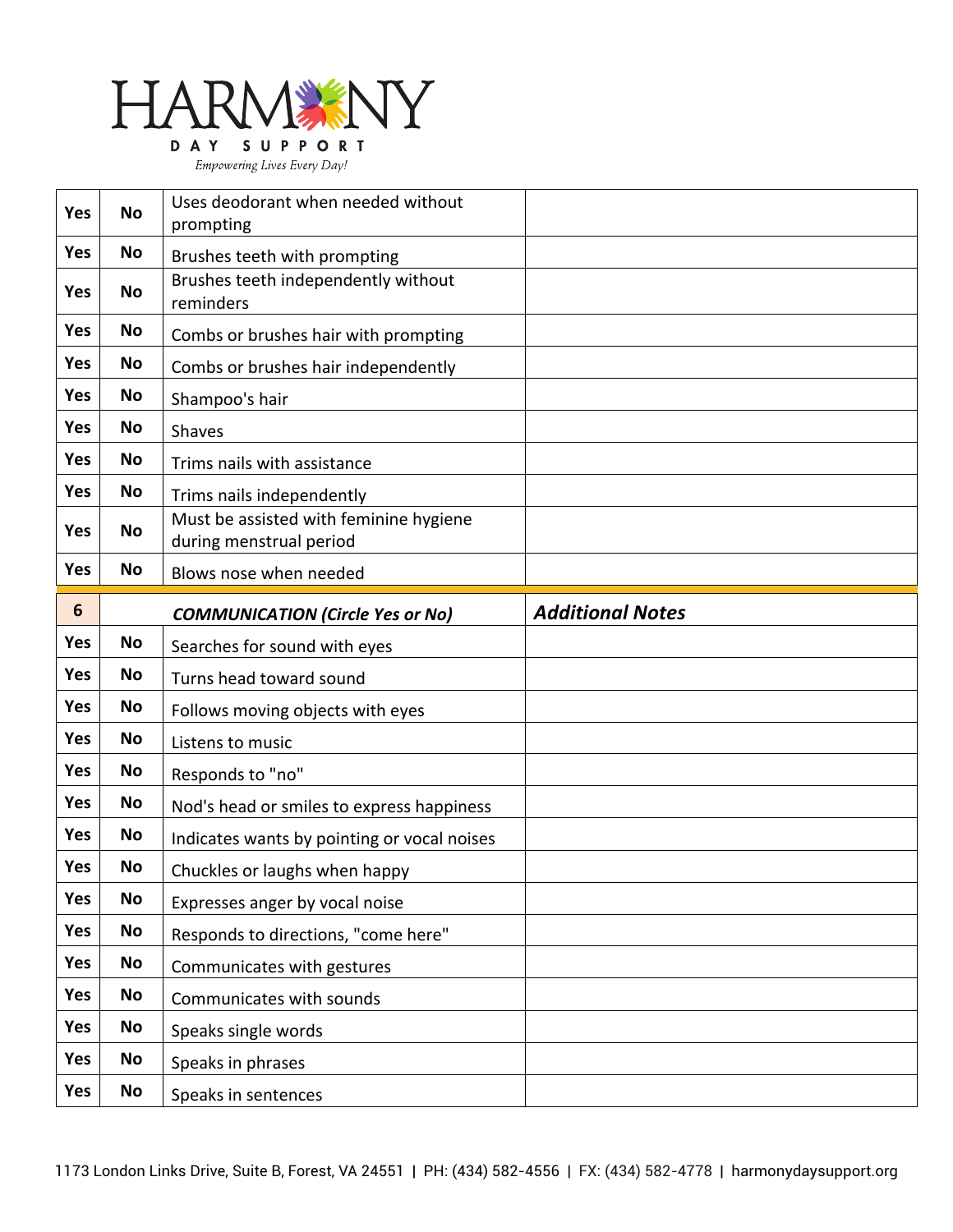| Yes | No | Uses deodorant when needed without prompting | |
|---|---|---|---|
| Yes | No | Brushes teeth with prompting | |
| Yes | No | Brushes teeth independently without reminders | |
| Yes | No | Combs or brushes hair with prompting | |
| Yes | No | Combs or brushes hair independently | |
| Yes | No | Shampoo's hair | |
| Yes | No | Shaves | |
| Yes | No | Trims nails with assistance | |
| Yes | No | Trims nails independently | |
| Yes | No | Must be assisted with feminine hygiene during menstrual period | |
| Yes | No | Blows nose when needed | |

| 6 | | ***COMMUNICATION (Circle Yes or No)*** | ***Additional Notes*** |
|---|---|---|---|
| Yes | No | Searches for sound with eyes | |
| Yes | No | Turns head toward sound | |
| Yes | No | Follows moving objects with eyes | |
| Yes | No | Listens to music | |
| Yes | No | Responds to "no" | |
| Yes | No | Nod's head or smiles to express happiness | |
| Yes | No | Indicates wants by pointing or vocal noises | |
| Yes | No | Chuckles or laughs when happy | |
| Yes | No | Expresses anger by vocal noise | |
| Yes | No | Responds to directions, "come here" | |
| Yes | No | Communicates with gestures | |
| Yes | No | Communicates with sounds | |
| Yes | No | Speaks single words | |
| Yes | No | Speaks in phrases | |
| Yes | No | Speaks in sentences | |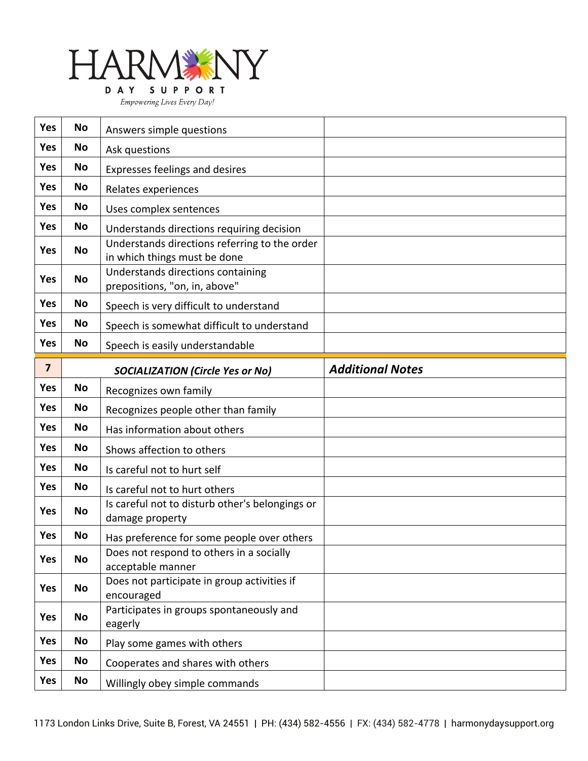| | | | |
|---|---|---|---|
| Yes | No | Answers simple questions | |
| Yes | No | Ask questions | |
| Yes | No | Expresses feelings and desires | |
| Yes | No | Relates experiences | |
| Yes | No | Uses complex sentences | |
| Yes | No | Understands directions requiring decision | |
| Yes | No | Understands directions referring to the order in which things must be done | |
| Yes | No | Understands directions containing prepositions, "on, in, above" | |
| Yes | No | Speech is very difficult to understand | |
| Yes | No | Speech is somewhat difficult to understand | |
| Yes | No | Speech is easily understandable | |

| 7 | | ***SOCIALIZATION (Circle Yes or No)*** | ***Additional Notes*** |
|---|---|---|---|
| Yes | No | Recognizes own family | |
| Yes | No | Recognizes people other than family | |
| Yes | No | Has information about others | |
| Yes | No | Shows affection to others | |
| Yes | No | Is careful not to hurt self | |
| Yes | No | Is careful not to hurt others | |
| Yes | No | Is careful not to disturb other's belongings or damage property | |
| Yes | No | Has preference for some people over others | |
| Yes | No | Does not respond to others in a socially acceptable manner | |
| Yes | No | Does not participate in group activities if encouraged | |
| Yes | No | Participates in groups spontaneously and eagerly | |
| Yes | No | Play some games with others | |
| Yes | No | Cooperates and shares with others | |
| Yes | No | Willingly obey simple commands | |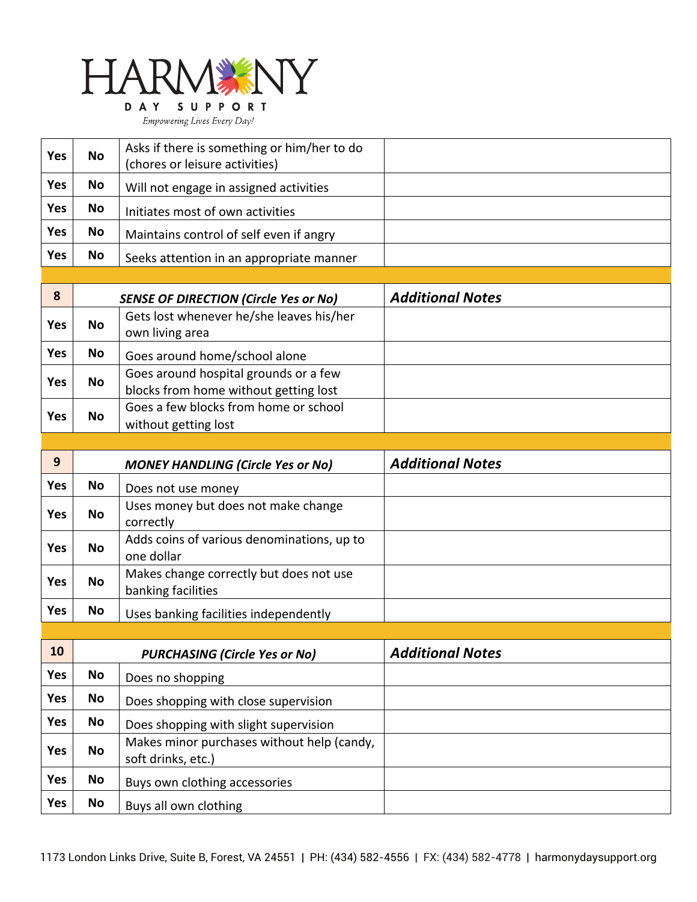| | | | |
|---|---|---|---|
| Yes | No | Asks if there is something or him/her to do (chores or leisure activities) | |
| Yes | No | Will not engage in assigned activities | |
| Yes | No | Initiates most of own activities | |
| Yes | No | Maintains control of self even if angry | |
| Yes | No | Seeks attention in an appropriate manner | |

| 8 | | ***SENSE OF DIRECTION (Circle Yes or No)*** | ***Additional Notes*** |
|---|---|---|---|
| Yes | No | Gets lost whenever he/she leaves his/her own living area | |
| Yes | No | Goes around home/school alone | |
| Yes | No | Goes around hospital grounds or a few blocks from home without getting lost | |
| Yes | No | Goes a few blocks from home or school without getting lost | |

| 9 | | ***MONEY HANDLING (Circle Yes or No)*** | ***Additional Notes*** |
|---|---|---|---|
| Yes | No | Does not use money | |
| Yes | No | Uses money but does not make change correctly | |
| Yes | No | Adds coins of various denominations, up to one dollar | |
| Yes | No | Makes change correctly but does not use banking facilities | |
| Yes | No | Uses banking facilities independently | |

| 10 | | ***PURCHASING (Circle Yes or No)*** | ***Additional Notes*** |
|---|---|---|---|
| Yes | No | Does no shopping | |
| Yes | No | Does shopping with close supervision | |
| Yes | No | Does shopping with slight supervision | |
| Yes | No | Makes minor purchases without help (candy, soft drinks, etc.) | |
| Yes | No | Buys own clothing accessories | |
| Yes | No | Buys all own clothing | |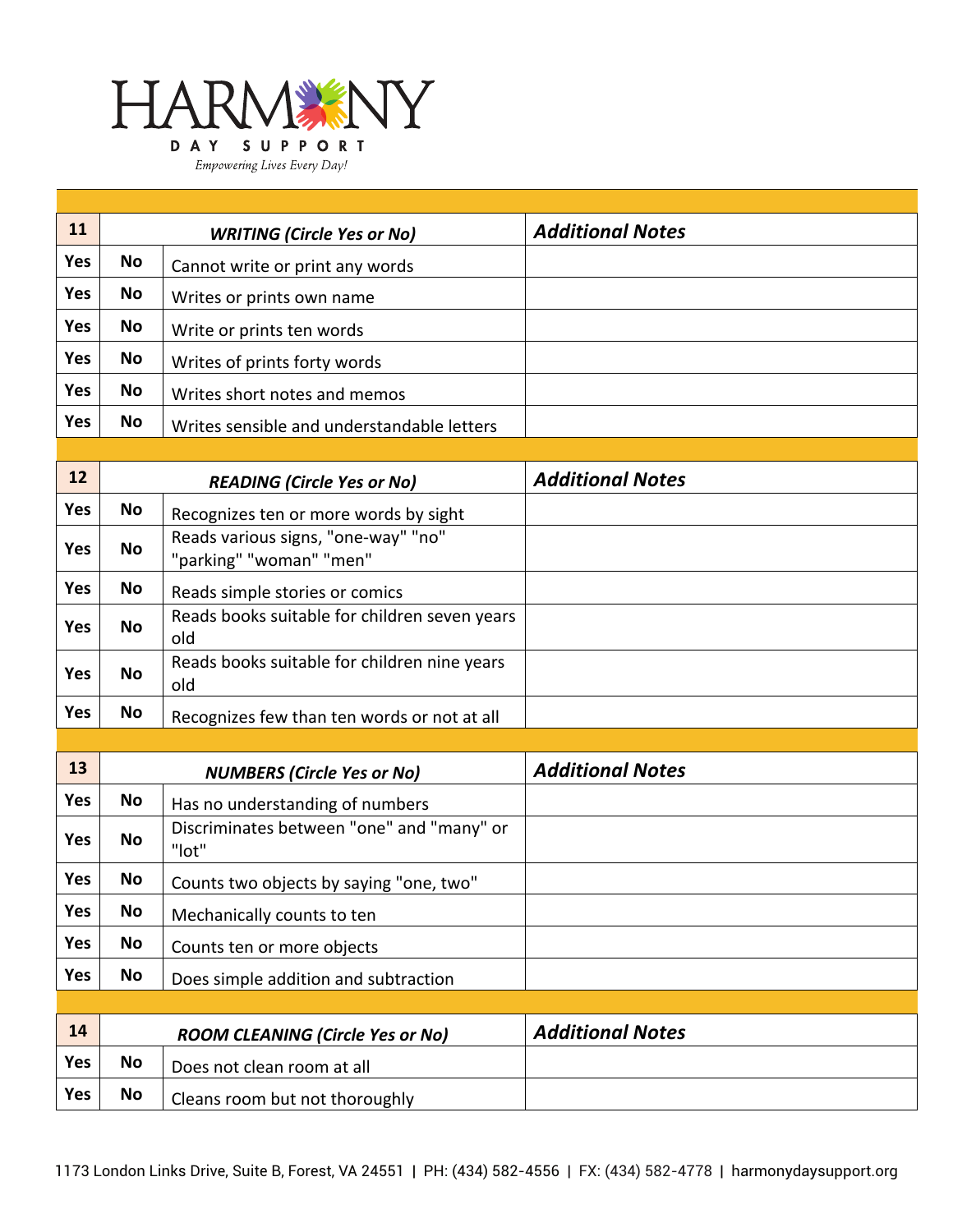HARMONY
DAY SUPPORT
*Empowering Lives Every Day!*

| 11 | | *WRITING (Circle Yes or No)* | *Additional Notes* |
|---|---|---|---|
| Yes | No | Cannot write or print any words | |
| Yes | No | Writes or prints own name | |
| Yes | No | Write or prints ten words | |
| Yes | No | Writes of prints forty words | |
| Yes | No | Writes short notes and memos | |
| Yes | No | Writes sensible and understandable letters | |

| 12 | | *READING (Circle Yes or No)* | *Additional Notes* |
|---|---|---|---|
| Yes | No | Recognizes ten or more words by sight | |
| Yes | No | Reads various signs, "one-way" "no" "parking" "woman" "men" | |
| Yes | No | Reads simple stories or comics | |
| Yes | No | Reads books suitable for children seven years old | |
| Yes | No | Reads books suitable for children nine years old | |
| Yes | No | Recognizes few than ten words or not at all | |

| 13 | | *NUMBERS (Circle Yes or No)* | *Additional Notes* |
|---|---|---|---|
| Yes | No | Has no understanding of numbers | |
| Yes | No | Discriminates between "one" and "many" or "lot" | |
| Yes | No | Counts two objects by saying "one, two" | |
| Yes | No | Mechanically counts to ten | |
| Yes | No | Counts ten or more objects | |
| Yes | No | Does simple addition and subtraction | |

| 14 | | *ROOM CLEANING (Circle Yes or No)* | *Additional Notes* |
|---|---|---|---|
| Yes | No | Does not clean room at all | |
| Yes | No | Cleans room but not thoroughly | |

1173 London Links Drive, Suite B, Forest, VA 24551 | PH: (434) 582-4556 | FX: (434) 582-4778 | harmonydaysupport.org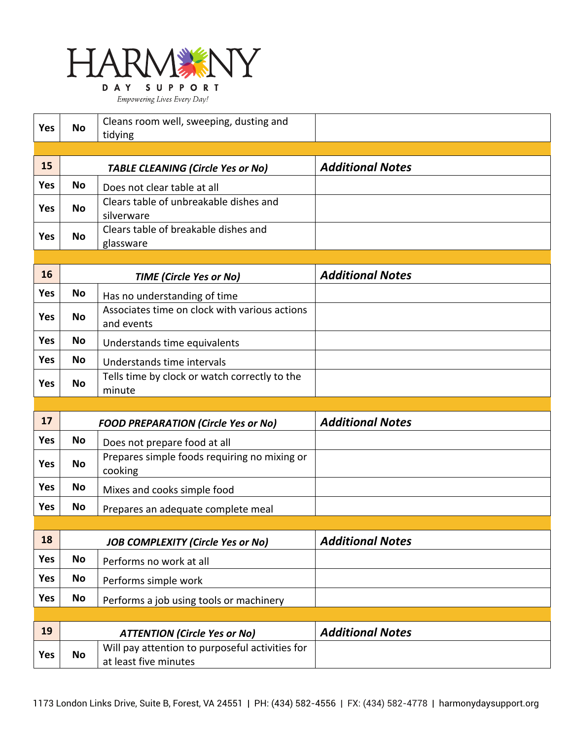# HARMONY

DAY SUPPORT

*Empowering Lives Every Day!*

| Yes | No | Cleans room well, sweeping, dusting and tidying | |
|---|---|---|---|

| 15 | | ***TABLE CLEANING (Circle Yes or No)*** | ***Additional Notes*** |
|---|---|---|---|
| **Yes** | **No** | Does not clear table at all | |
| **Yes** | **No** | Clears table of unbreakable dishes and silverware | |
| **Yes** | **No** | Clears table of breakable dishes and glassware | |

| 16 | | ***TIME (Circle Yes or No)*** | ***Additional Notes*** |
|---|---|---|---|
| **Yes** | **No** | Has no understanding of time | |
| **Yes** | **No** | Associates time on clock with various actions and events | |
| **Yes** | **No** | Understands time equivalents | |
| **Yes** | **No** | Understands time intervals | |
| **Yes** | **No** | Tells time by clock or watch correctly to the minute | |

| 17 | | ***FOOD PREPARATION (Circle Yes or No)*** | ***Additional Notes*** |
|---|---|---|---|
| **Yes** | **No** | Does not prepare food at all | |
| **Yes** | **No** | Prepares simple foods requiring no mixing or cooking | |
| **Yes** | **No** | Mixes and cooks simple food | |
| **Yes** | **No** | Prepares an adequate complete meal | |

| 18 | | ***JOB COMPLEXITY (Circle Yes or No)*** | ***Additional Notes*** |
|---|---|---|---|
| **Yes** | **No** | Performs no work at all | |
| **Yes** | **No** | Performs simple work | |
| **Yes** | **No** | Performs a job using tools or machinery | |

| 19 | | ***ATTENTION (Circle Yes or No)*** | ***Additional Notes*** |
|---|---|---|---|
| **Yes** | **No** | Will pay attention to purposeful activities for at least five minutes | |

1173 London Links Drive, Suite B, Forest, VA 24551 | PH: (434) 582-4556 | FX: (434) 582-4778 | harmonydaysupport.org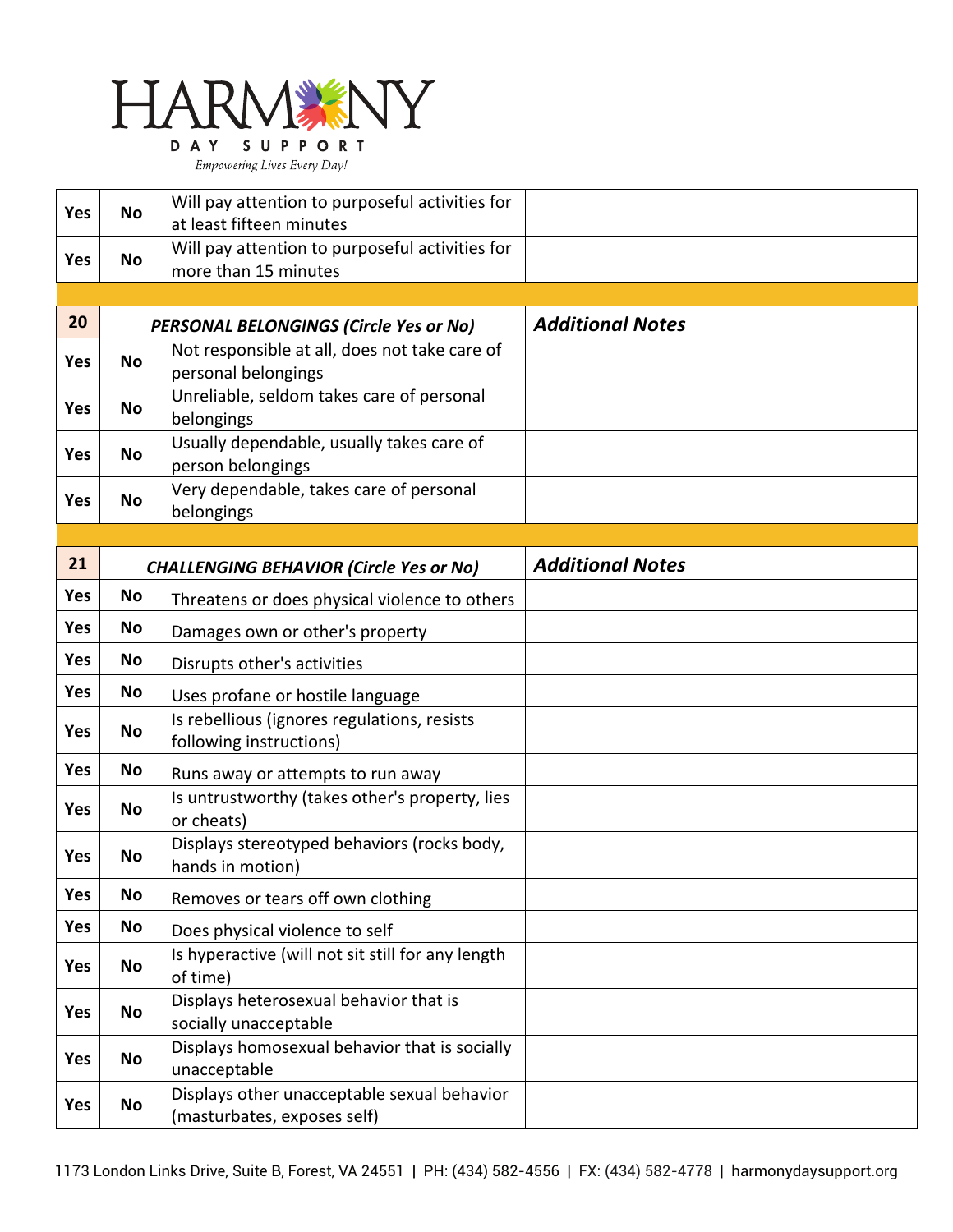| | | | |
|---|---|---|---|
| Yes | No | Will pay attention to purposeful activities for at least fifteen minutes | |
| Yes | No | Will pay attention to purposeful activities for more than 15 minutes | |
| | | | |
| **20** | | ***PERSONAL BELONGINGS (Circle Yes or No)*** | ***Additional Notes*** |
| Yes | No | Not responsible at all, does not take care of personal belongings | |
| Yes | No | Unreliable, seldom takes care of personal belongings | |
| Yes | No | Usually dependable, usually takes care of person belongings | |
| Yes | No | Very dependable, takes care of personal belongings | |
| | | | |
| **21** | | ***CHALLENGING BEHAVIOR (Circle Yes or No)*** | ***Additional Notes*** |
| Yes | No | Threatens or does physical violence to others | |
| Yes | No | Damages own or other's property | |
| Yes | No | Disrupts other's activities | |
| Yes | No | Uses profane or hostile language | |
| Yes | No | Is rebellious (ignores regulations, resists following instructions) | |
| Yes | No | Runs away or attempts to run away | |
| Yes | No | Is untrustworthy (takes other's property, lies or cheats) | |
| Yes | No | Displays stereotyped behaviors (rocks body, hands in motion) | |
| Yes | No | Removes or tears off own clothing | |
| Yes | No | Does physical violence to self | |
| Yes | No | Is hyperactive (will not sit still for any length of time) | |
| Yes | No | Displays heterosexual behavior that is socially unacceptable | |
| Yes | No | Displays homosexual behavior that is socially unacceptable | |
| Yes | No | Displays other unacceptable sexual behavior (masturbates, exposes self) | |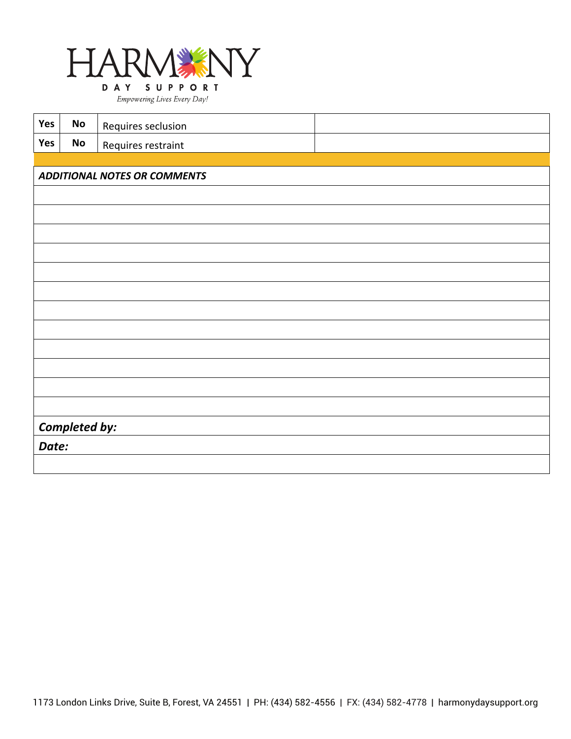HARMONY DAY SUPPORT

*Empowering Lives Every Day!*

| **Yes** | **No** | Requires seclusion | |
|---|---|---|---|
| **Yes** | **No** | Requires restraint | |

| ***ADDITIONAL NOTES OR COMMENTS*** |
|---|
| |
| |
| |
| |
| |
| |
| |
| |
| |
| |
| |
| |
| ***Completed by:*** |
| ***Date:*** |
| |

1173 London Links Drive, Suite B, Forest, VA 24551 | PH: (434) 582-4556 | FX: (434) 582-4778 | harmonydaysupport.org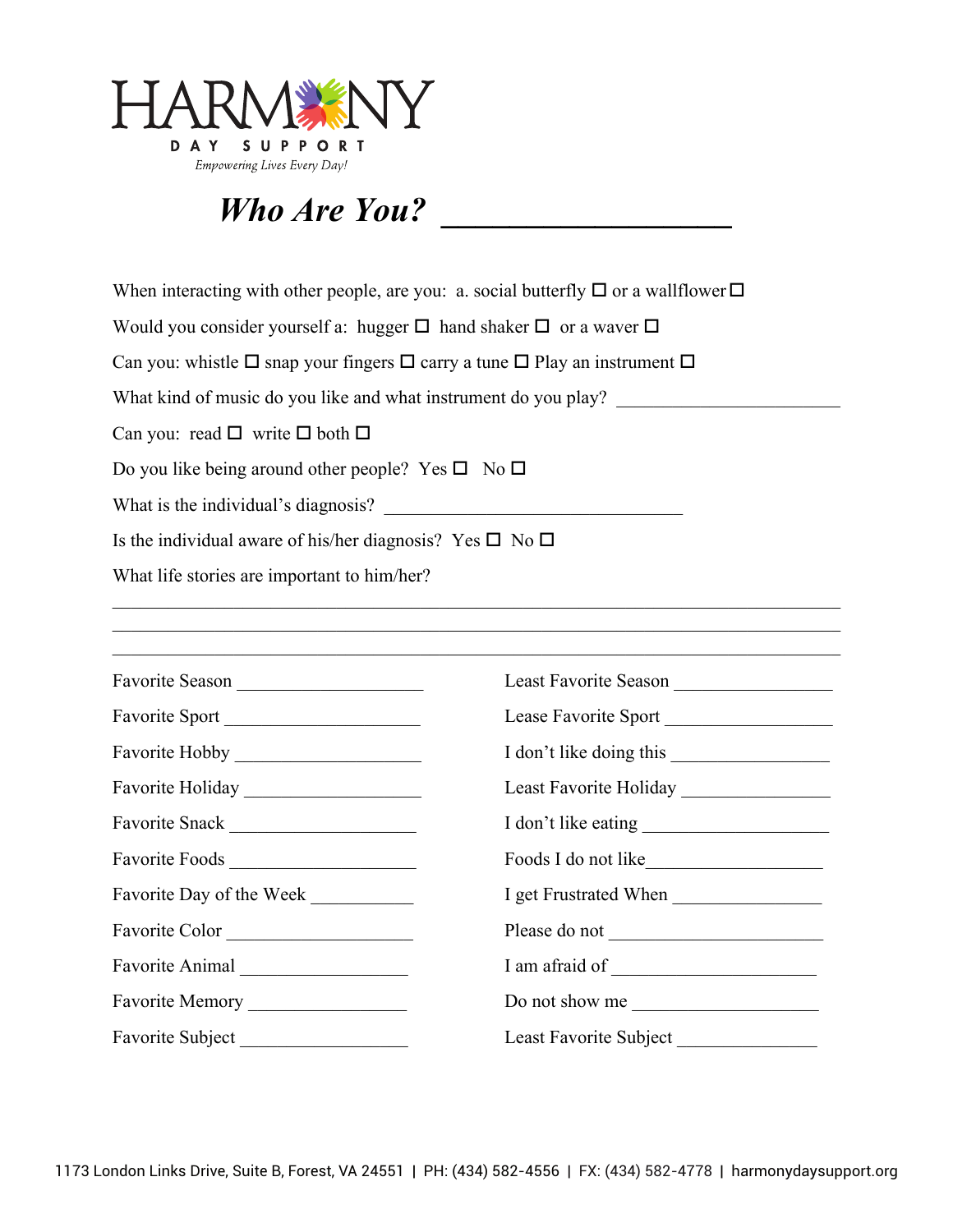HARMONY

DAY SUPPORT

*Empowering Lives Every Day!*

# *Who Are You?* ________________

When interacting with other people, are you: a. social butterfly ☐ or a wallflower ☐

Would you consider yourself a: hugger ☐ hand shaker ☐ or a waver ☐

Can you: whistle ☐ snap your fingers ☐ carry a tune ☐ Play an instrument ☐

What kind of music do you like and what instrument do you play? ______________________

Can you: read ☐ write ☐ both ☐

Do you like being around other people? Yes ☐ No ☐

What is the individual's diagnosis? ______________________________

Is the individual aware of his/her diagnosis? Yes ☐ No ☐

What life stories are important to him/her?

______________________________________________________________________

______________________________________________________________________

______________________________________________________________________

Favorite Season ____________________

Favorite Sport ____________________

Favorite Hobby ____________________

Favorite Holiday ____________________

Favorite Snack ____________________

Favorite Foods ____________________

Favorite Day of the Week ___________

Favorite Color ____________________

Favorite Animal __________________

Favorite Memory _________________

Favorite Subject _________________

Least Favorite Season ________________

Lease Favorite Sport _________________

I don't like doing this ________________

Least Favorite Holiday _______________

I don't like eating ___________________

Foods I do not like__________________

I get Frustrated When _______________

Please do not ______________________

I am afraid of _____________________

Do not show me ____________________

Least Favorite Subject _______________

1173 London Links Drive, Suite B, Forest, VA 24551 | PH: (434) 582-4556 | FX: (434) 582-4778 | harmonydaysupport.org